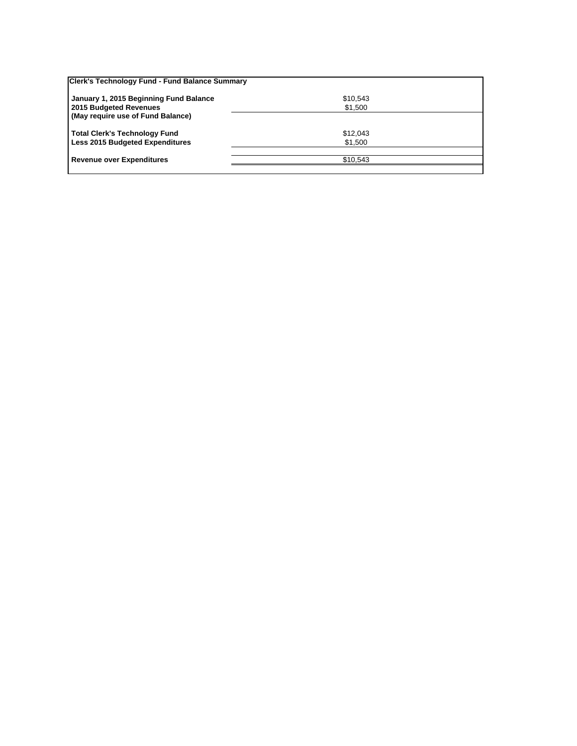| Clerk's Technology Fund - Fund Balance Summary | |
|---|---|
| **January 1, 2015 Beginning Fund Balance** | $10,543 |
| **2015 Budgeted Revenues** | $1,500 |
| **(May require use of Fund Balance)** | |
| **Total Clerk's Technology Fund** | $12,043 |
| **Less 2015 Budgeted Expenditures** | $1,500 |
| **Revenue over Expenditures** | $10,543 |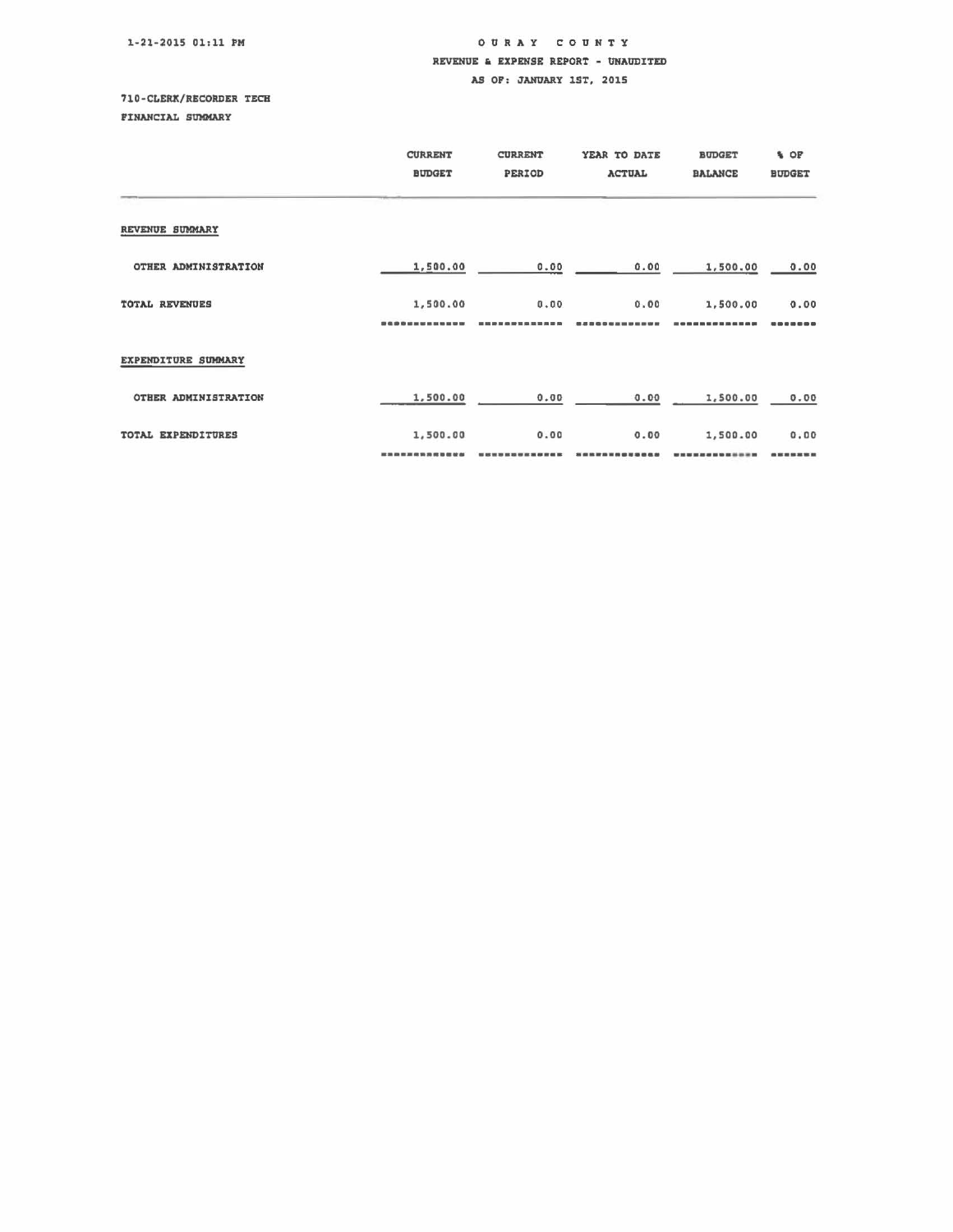1-21-2015 01:11 PM

# OURAY COUNTY

## REVENUE & EXPENSE REPORT - UNAUDITED

## AS OF: JANUARY 1ST, 2015

710-CLERK/RECORDER TECH

FINANCIAL SUMMARY

| | CURRENT BUDGET | CURRENT PERIOD | YEAR TO DATE ACTUAL | BUDGET BALANCE | % OF BUDGET |
|---|---|---|---|---|---|
| REVENUE SUMMARY | | | | | |
| OTHER ADMINISTRATION | 1,500.00 | 0.00 | 0.00 | 1,500.00 | 0.00 |
| TOTAL REVENUES | 1,500.00 | 0.00 | 0.00 | 1,500.00 | 0.00 |
| EXPENDITURE SUMMARY | | | | | |
| OTHER ADMINISTRATION | 1,500.00 | 0.00 | 0.00 | 1,500.00 | 0.00 |
| TOTAL EXPENDITURES | 1,500.00 | 0.00 | 0.00 | 1,500.00 | 0.00 |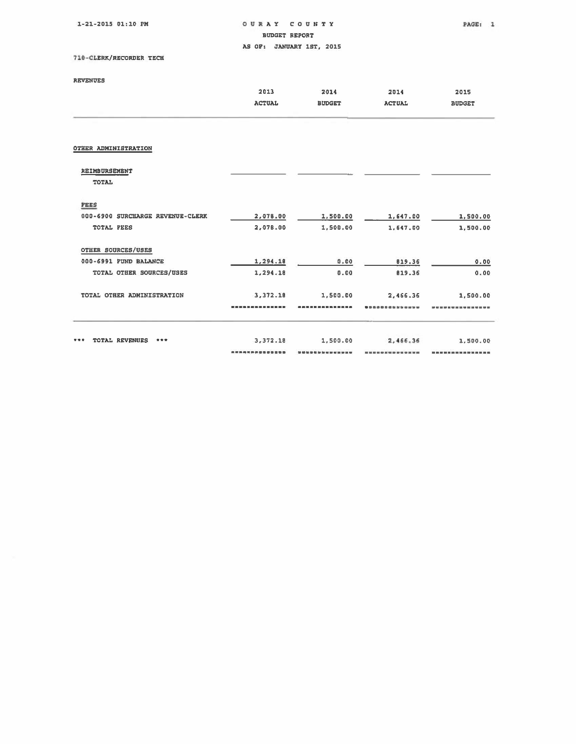# OURAY COUNTY

## BUDGET REPORT

AS OF: JANUARY 1ST, 2015

1-21-2015 01:10 PM

710-CLERK/RECORDER TECH

REVENUES

| | 2013 ACTUAL | 2014 BUDGET | 2014 ACTUAL | 2015 BUDGET |
|---|---|---|---|---|
| **OTHER ADMINISTRATION** | | | | |
| **REIMBURSEMENT** | | | | |
| TOTAL | | | | |
| **FEES** | | | | |
| 000-6900 SURCHARGE REVENUE-CLERK | 2,078.00 | 1,500.00 | 1,647.00 | 1,500.00 |
| TOTAL FEES | 2,078.00 | 1,500.00 | 1,647.00 | 1,500.00 |
| **OTHER SOURCES/USES** | | | | |
| 000-6991 FUND BALANCE | 1,294.18 | 0.00 | 819.36 | 0.00 |
| TOTAL OTHER SOURCES/USES | 1,294.18 | 0.00 | 819.36 | 0.00 |
| TOTAL OTHER ADMINISTRATION | 3,372.18 | 1,500.00 | 2,466.36 | 1,500.00 |
| *** TOTAL REVENUES *** | 3,372.18 | 1,500.00 | 2,466.36 | 1,500.00 |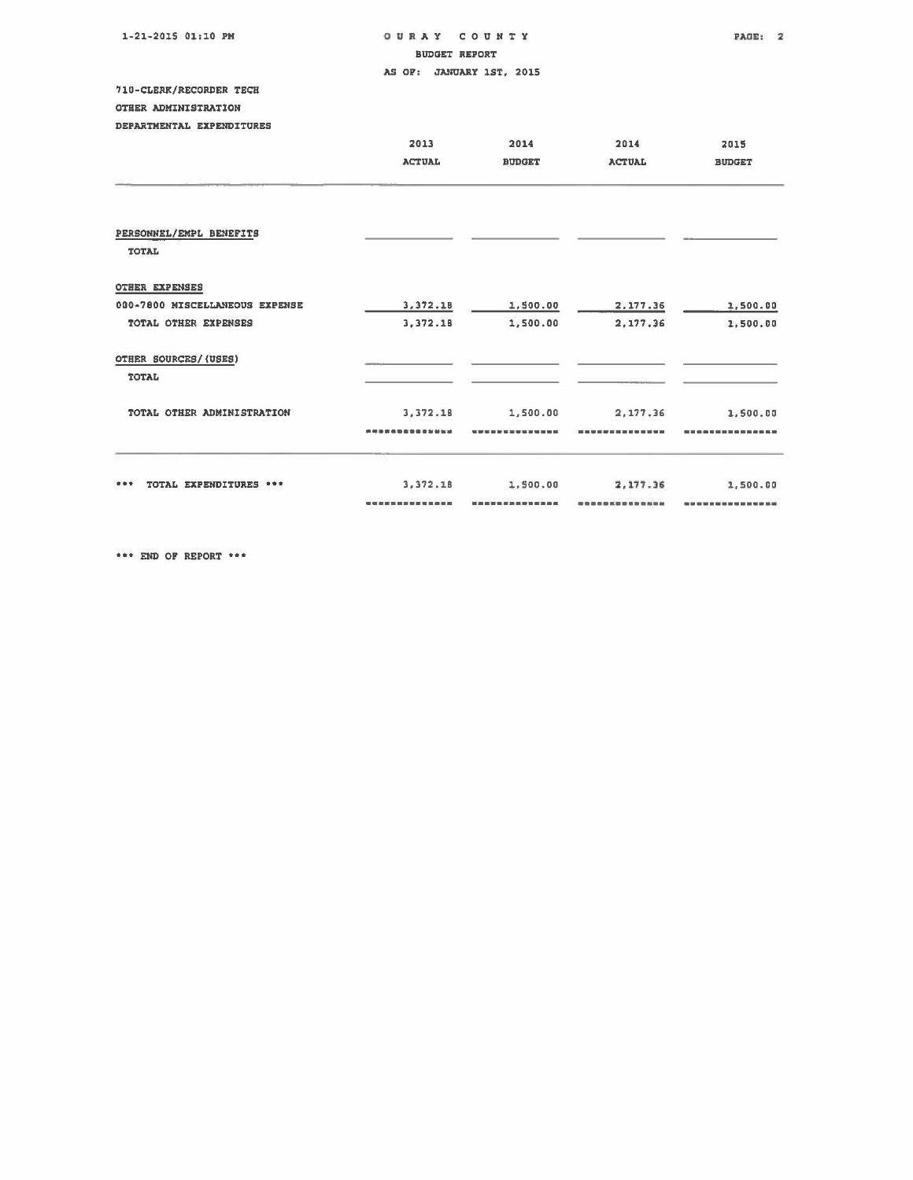OURAY COUNTY
BUDGET REPORT
AS OF: JANUARY 1ST, 2015

710-CLERK/RECORDER TECH
OTHER ADMINISTRATION
DEPARTMENTAL EXPENDITURES

| | 2013 ACTUAL | 2014 BUDGET | 2014 ACTUAL | 2015 BUDGET |
|---|---|---|---|---|
| PERSONNEL/EMPL BENEFITS | | | | |
| TOTAL | | | | |
| OTHER EXPENSES | | | | |
| 000-7800 MISCELLANEOUS EXPENSE | 3,372.18 | 1,500.00 | 2,177.36 | 1,500.00 |
| TOTAL OTHER EXPENSES | 3,372.18 | 1,500.00 | 2,177.36 | 1,500.00 |
| OTHER SOURCES/(USES) | | | | |
| TOTAL | | | | |
| TOTAL OTHER ADMINISTRATION | 3,372.18 | 1,500.00 | 2,177.36 | 1,500.00 |
| *** TOTAL EXPENDITURES *** | 3,372.18 | 1,500.00 | 2,177.36 | 1,500.00 |

*** END OF REPORT ***